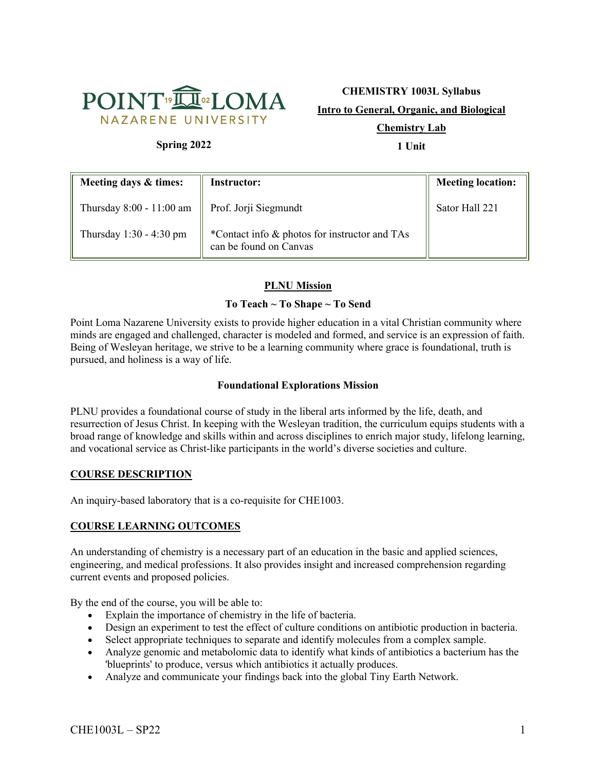POINT LOMA NAZARENE UNIVERSITY

**Spring 2022**

**CHEMISTRY 1003L Syllabus**

**Intro to General, Organic, and Biological Chemistry Lab**

**1 Unit**

| Meeting days & times: | Instructor: | Meeting location: |
| --- | --- | --- |
| Thursday 8:00 - 11:00 am | Prof. Jorji Siegmundt | Sator Hall 221 |
| Thursday 1:30 - 4:30 pm | *Contact info & photos for instructor and TAs can be found on Canvas | |

## PLNU Mission

**To Teach ~ To Shape ~ To Send**

Point Loma Nazarene University exists to provide higher education in a vital Christian community where minds are engaged and challenged, character is modeled and formed, and service is an expression of faith. Being of Wesleyan heritage, we strive to be a learning community where grace is foundational, truth is pursued, and holiness is a way of life.

### Foundational Explorations Mission

PLNU provides a foundational course of study in the liberal arts informed by the life, death, and resurrection of Jesus Christ. In keeping with the Wesleyan tradition, the curriculum equips students with a broad range of knowledge and skills within and across disciplines to enrich major study, lifelong learning, and vocational service as Christ-like participants in the world's diverse societies and culture.

## COURSE DESCRIPTION

An inquiry-based laboratory that is a co-requisite for CHE1003.

## COURSE LEARNING OUTCOMES

An understanding of chemistry is a necessary part of an education in the basic and applied sciences, engineering, and medical professions. It also provides insight and increased comprehension regarding current events and proposed policies.

By the end of the course, you will be able to:

- Explain the importance of chemistry in the life of bacteria.
- Design an experiment to test the effect of culture conditions on antibiotic production in bacteria.
- Select appropriate techniques to separate and identify molecules from a complex sample.
- Analyze genomic and metabolomic data to identify what kinds of antibiotics a bacterium has the 'blueprints' to produce, versus which antibiotics it actually produces.
- Analyze and communicate your findings back into the global Tiny Earth Network.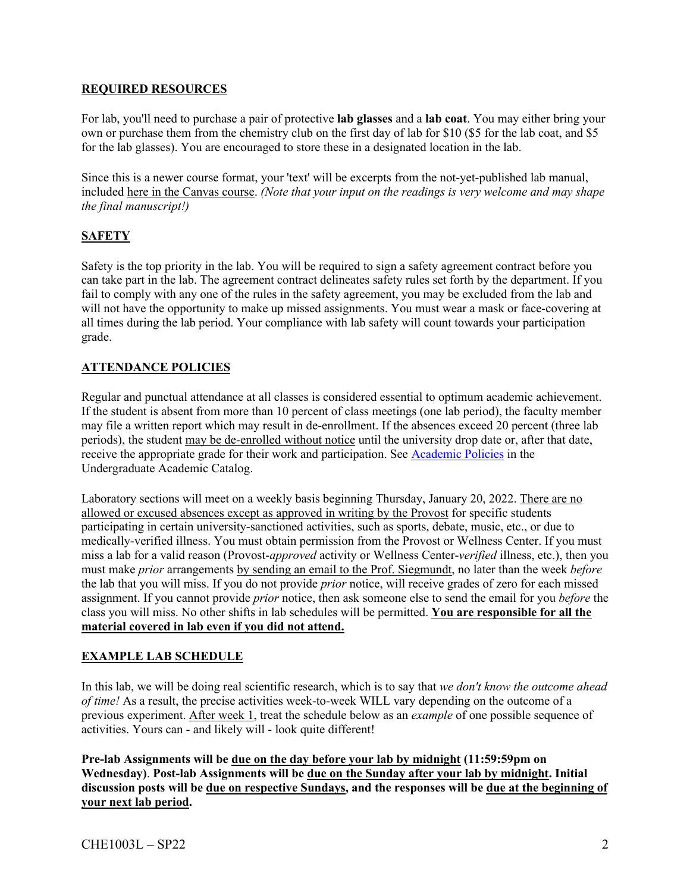## REQUIRED RESOURCES

For lab, you'll need to purchase a pair of protective **lab glasses** and a **lab coat**. You may either bring your own or purchase them from the chemistry club on the first day of lab for $10 ($5 for the lab coat, and $5 for the lab glasses). You are encouraged to store these in a designated location in the lab.

Since this is a newer course format, your 'text' will be excerpts from the not-yet-published lab manual, included here in the Canvas course. *(Note that your input on the readings is very welcome and may shape the final manuscript!)*

## SAFETY

Safety is the top priority in the lab. You will be required to sign a safety agreement contract before you can take part in the lab. The agreement contract delineates safety rules set forth by the department. If you fail to comply with any one of the rules in the safety agreement, you may be excluded from the lab and will not have the opportunity to make up missed assignments. You must wear a mask or face-covering at all times during the lab period. Your compliance with lab safety will count towards your participation grade.

## ATTENDANCE POLICIES

Regular and punctual attendance at all classes is considered essential to optimum academic achievement. If the student is absent from more than 10 percent of class meetings (one lab period), the faculty member may file a written report which may result in de-enrollment. If the absences exceed 20 percent (three lab periods), the student may be de-enrolled without notice until the university drop date or, after that date, receive the appropriate grade for their work and participation. See Academic Policies in the Undergraduate Academic Catalog.

Laboratory sections will meet on a weekly basis beginning Thursday, January 20, 2022. There are no allowed or excused absences except as approved in writing by the Provost for specific students participating in certain university-sanctioned activities, such as sports, debate, music, etc., or due to medically-verified illness. You must obtain permission from the Provost or Wellness Center. If you must miss a lab for a valid reason (Provost-*approved* activity or Wellness Center-*verified* illness, etc.), then you must make *prior* arrangements by sending an email to the Prof. Siegmundt, no later than the week *before* the lab that you will miss. If you do not provide *prior* notice, will receive grades of zero for each missed assignment. If you cannot provide *prior* notice, then ask someone else to send the email for you *before* the class you will miss. No other shifts in lab schedules will be permitted. **You are responsible for all the material covered in lab even if you did not attend.**

## EXAMPLE LAB SCHEDULE

In this lab, we will be doing real scientific research, which is to say that *we don't know the outcome ahead of time!* As a result, the precise activities week-to-week WILL vary depending on the outcome of a previous experiment. After week 1, treat the schedule below as an *example* of one possible sequence of activities. Yours can - and likely will - look quite different!

**Pre-lab Assignments will be due on the day before your lab by midnight (11:59:59pm on Wednesday). Post-lab Assignments will be due on the Sunday after your lab by midnight. Initial discussion posts will be due on respective Sundays, and the responses will be due at the beginning of your next lab period.**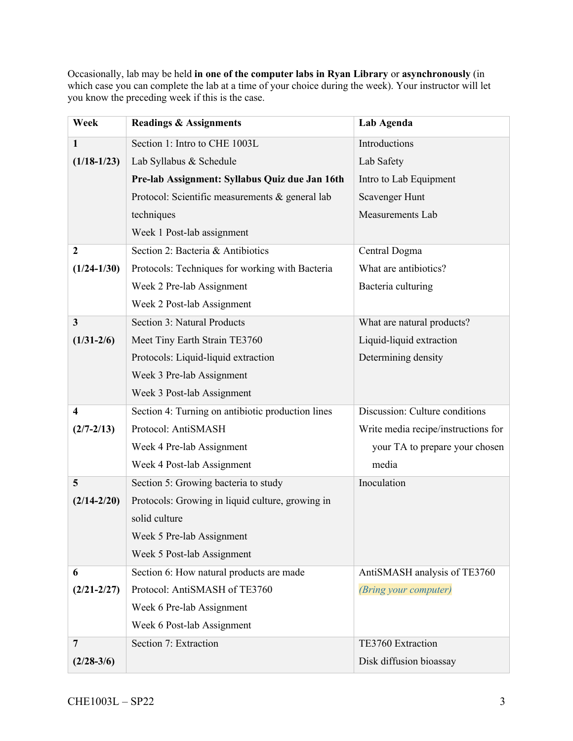Occasionally, lab may be held **in one of the computer labs in Ryan Library** or **asynchronously** (in which case you can complete the lab at a time of your choice during the week). Your instructor will let you know the preceding week if this is the case.

| **Week** | **Readings & Assignments** | **Lab Agenda** |
|---|---|---|
| **1** **(1/18-1/23)** | Section 1: Intro to CHE 1003L<br>Lab Syllabus & Schedule<br>**Pre-lab Assignment: Syllabus Quiz due Jan 16th**<br>Protocol: Scientific measurements & general lab techniques<br>Week 1 Post-lab assignment | Introductions<br>Lab Safety<br>Intro to Lab Equipment<br>Scavenger Hunt<br>Measurements Lab |
| **2** **(1/24-1/30)** | Section 2: Bacteria & Antibiotics<br>Protocols: Techniques for working with Bacteria<br>Week 2 Pre-lab Assignment<br>Week 2 Post-lab Assignment | Central Dogma<br>What are antibiotics?<br>Bacteria culturing |
| **3** **(1/31-2/6)** | Section 3: Natural Products<br>Meet Tiny Earth Strain TE3760<br>Protocols: Liquid-liquid extraction<br>Week 3 Pre-lab Assignment<br>Week 3 Post-lab Assignment | What are natural products?<br>Liquid-liquid extraction<br>Determining density |
| **4** **(2/7-2/13)** | Section 4: Turning on antibiotic production lines<br>Protocol: AntiSMASH<br>Week 4 Pre-lab Assignment<br>Week 4 Post-lab Assignment | Discussion: Culture conditions<br>Write media recipe/instructions for your TA to prepare your chosen media |
| **5** **(2/14-2/20)** | Section 5: Growing bacteria to study<br>Protocols: Growing in liquid culture, growing in solid culture<br>Week 5 Pre-lab Assignment<br>Week 5 Post-lab Assignment | Inoculation |
| **6** **(2/21-2/27)** | Section 6: How natural products are made<br>Protocol: AntiSMASH of TE3760<br>Week 6 Pre-lab Assignment<br>Week 6 Post-lab Assignment | AntiSMASH analysis of TE3760<br>*(Bring your computer)* |
| **7** **(2/28-3/6)** | Section 7: Extraction | TE3760 Extraction<br>Disk diffusion bioassay |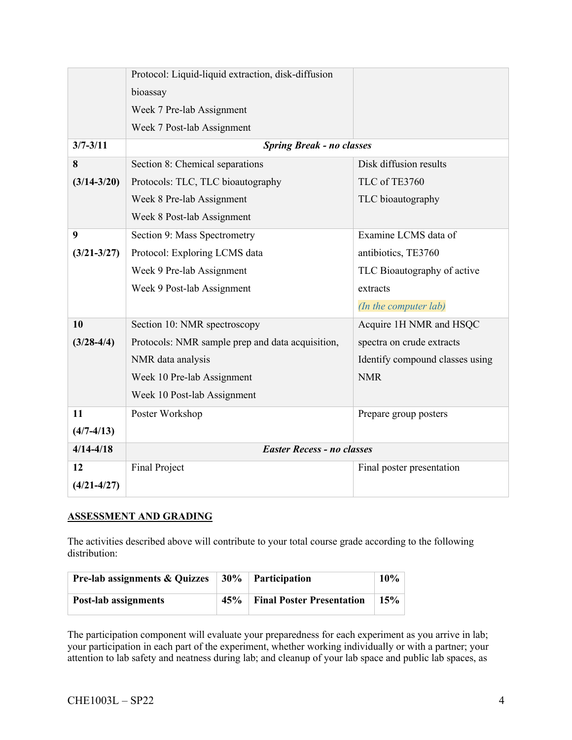|  |  |  |
| --- | --- | --- |
|  | Protocol: Liquid-liquid extraction, disk-diffusion bioassay<br>Week 7 Pre-lab Assignment<br>Week 7 Post-lab Assignment |  |
| **3/7-3/11** | ***Spring Break - no classes*** |  |
| **8**<br>**(3/14-3/20)** | Section 8: Chemical separations<br>Protocols: TLC, TLC bioautography<br>Week 8 Pre-lab Assignment<br>Week 8 Post-lab Assignment | Disk diffusion results<br>TLC of TE3760<br>TLC bioautography |
| **9**<br>**(3/21-3/27)** | Section 9: Mass Spectrometry<br>Protocol: Exploring LCMS data<br>Week 9 Pre-lab Assignment<br>Week 9 Post-lab Assignment | Examine LCMS data of antibiotics, TE3760<br>TLC Bioautography of active extracts<br>*(In the computer lab)* |
| **10**<br>**(3/28-4/4)** | Section 10: NMR spectroscopy<br>Protocols: NMR sample prep and data acquisition, NMR data analysis<br>Week 10 Pre-lab Assignment<br>Week 10 Post-lab Assignment | Acquire 1H NMR and HSQC spectra on crude extracts<br>Identify compound classes using NMR |
| **11**<br>**(4/7-4/13)** | Poster Workshop | Prepare group posters |
| **4/14-4/18** | ***Easter Recess - no classes*** |  |
| **12**<br>**(4/21-4/27)** | Final Project | Final poster presentation |

## ASSESSMENT AND GRADING

The activities described above will contribute to your total course grade according to the following distribution:

| **Pre-lab assignments & Quizzes** | **30%** | **Participation** | **10%** |
| --- | --- | --- | --- |
| **Post-lab assignments** | **45%** | **Final Poster Presentation** | **15%** |

The participation component will evaluate your preparedness for each experiment as you arrive in lab; your participation in each part of the experiment, whether working individually or with a partner; your attention to lab safety and neatness during lab; and cleanup of your lab space and public lab spaces, as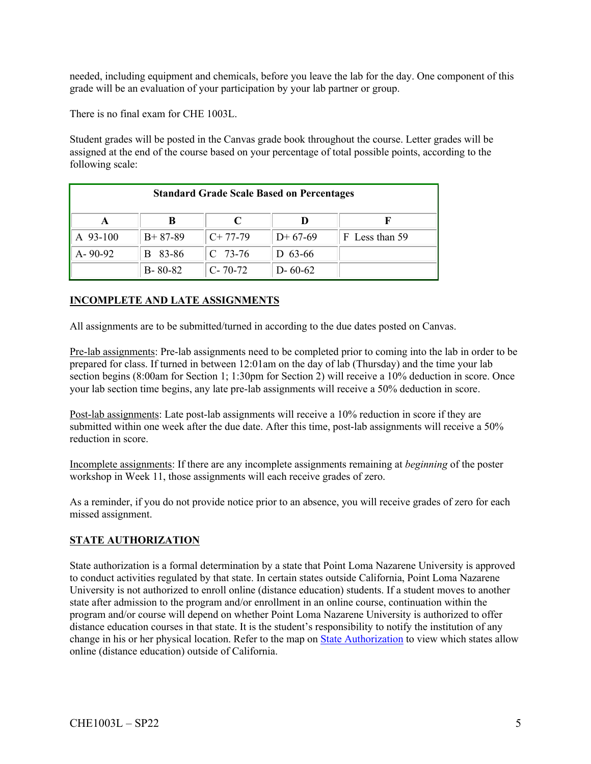needed, including equipment and chemicals, before you leave the lab for the day. One component of this grade will be an evaluation of your participation by your lab partner or group.

There is no final exam for CHE 1003L.

Student grades will be posted in the Canvas grade book throughout the course. Letter grades will be assigned at the end of the course based on your percentage of total possible points, according to the following scale:

| **Standard Grade Scale Based on Percentages** | | | | |
|---|---|---|---|---|
| **A** | **B** | **C** | **D** | **F** |
| A 93-100 | B+ 87-89 | C+ 77-79 | D+ 67-69 | F Less than 59 |
| A- 90-92 | B 83-86 | C 73-76 | D 63-66 | |
| | B- 80-82 | C- 70-72 | D- 60-62 | |

## INCOMPLETE AND LATE ASSIGNMENTS

All assignments are to be submitted/turned in according to the due dates posted on Canvas.

Pre-lab assignments: Pre-lab assignments need to be completed prior to coming into the lab in order to be prepared for class. If turned in between 12:01am on the day of lab (Thursday) and the time your lab section begins (8:00am for Section 1; 1:30pm for Section 2) will receive a 10% deduction in score. Once your lab section time begins, any late pre-lab assignments will receive a 50% deduction in score.

Post-lab assignments: Late post-lab assignments will receive a 10% reduction in score if they are submitted within one week after the due date. After this time, post-lab assignments will receive a 50% reduction in score.

Incomplete assignments: If there are any incomplete assignments remaining at *beginning* of the poster workshop in Week 11, those assignments will each receive grades of zero.

As a reminder, if you do not provide notice prior to an absence, you will receive grades of zero for each missed assignment.

## STATE AUTHORIZATION

State authorization is a formal determination by a state that Point Loma Nazarene University is approved to conduct activities regulated by that state. In certain states outside California, Point Loma Nazarene University is not authorized to enroll online (distance education) students. If a student moves to another state after admission to the program and/or enrollment in an online course, continuation within the program and/or course will depend on whether Point Loma Nazarene University is authorized to offer distance education courses in that state. It is the student's responsibility to notify the institution of any change in his or her physical location. Refer to the map on State Authorization to view which states allow online (distance education) outside of California.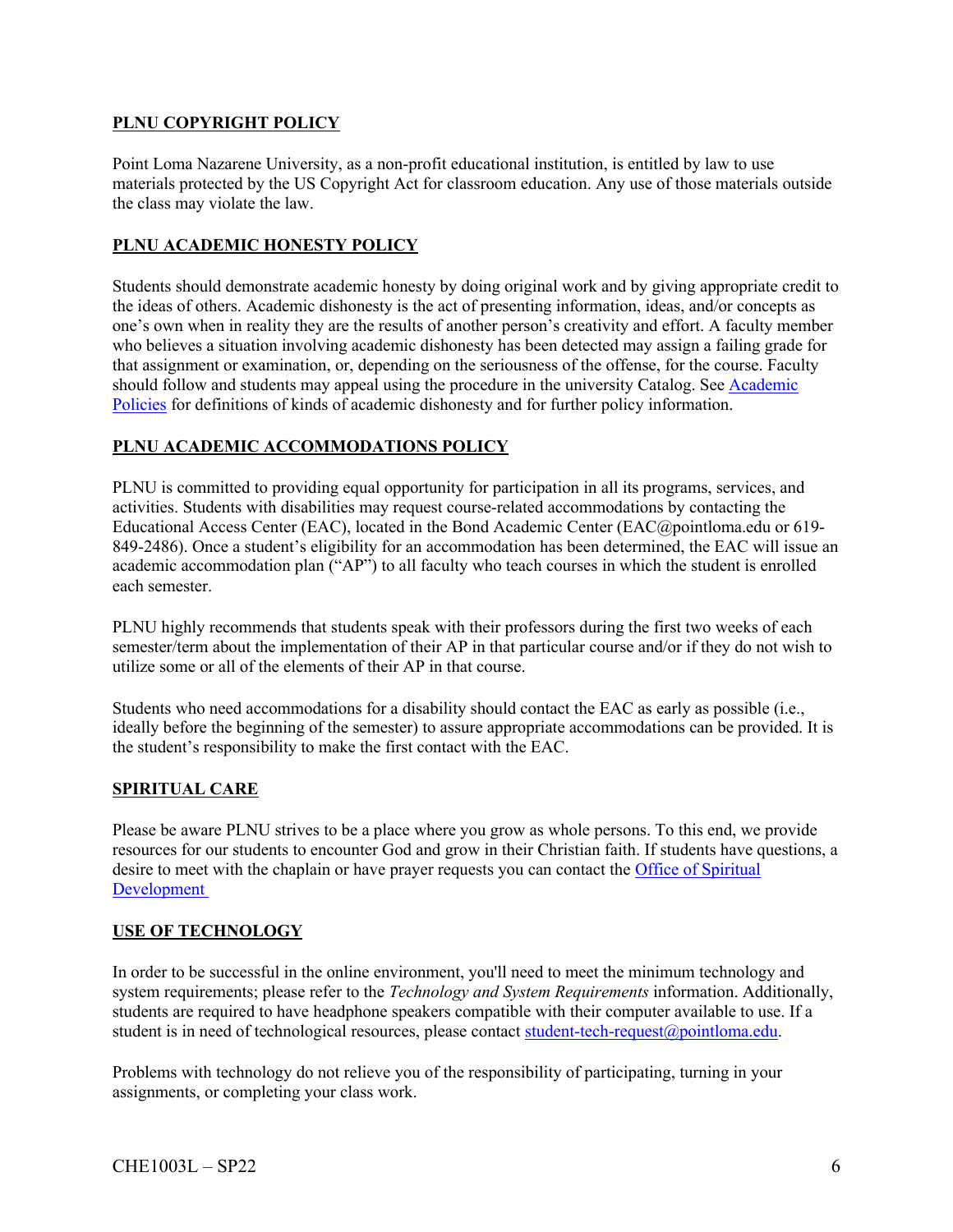## PLNU COPYRIGHT POLICY

Point Loma Nazarene University, as a non-profit educational institution, is entitled by law to use materials protected by the US Copyright Act for classroom education. Any use of those materials outside the class may violate the law.

## PLNU ACADEMIC HONESTY POLICY

Students should demonstrate academic honesty by doing original work and by giving appropriate credit to the ideas of others. Academic dishonesty is the act of presenting information, ideas, and/or concepts as one's own when in reality they are the results of another person's creativity and effort. A faculty member who believes a situation involving academic dishonesty has been detected may assign a failing grade for that assignment or examination, or, depending on the seriousness of the offense, for the course. Faculty should follow and students may appeal using the procedure in the university Catalog. See Academic Policies for definitions of kinds of academic dishonesty and for further policy information.

## PLNU ACADEMIC ACCOMMODATIONS POLICY

PLNU is committed to providing equal opportunity for participation in all its programs, services, and activities. Students with disabilities may request course-related accommodations by contacting the Educational Access Center (EAC), located in the Bond Academic Center (EAC@pointloma.edu or 619-849-2486). Once a student's eligibility for an accommodation has been determined, the EAC will issue an academic accommodation plan ("AP") to all faculty who teach courses in which the student is enrolled each semester.

PLNU highly recommends that students speak with their professors during the first two weeks of each semester/term about the implementation of their AP in that particular course and/or if they do not wish to utilize some or all of the elements of their AP in that course.

Students who need accommodations for a disability should contact the EAC as early as possible (i.e., ideally before the beginning of the semester) to assure appropriate accommodations can be provided. It is the student's responsibility to make the first contact with the EAC.

## SPIRITUAL CARE

Please be aware PLNU strives to be a place where you grow as whole persons. To this end, we provide resources for our students to encounter God and grow in their Christian faith. If students have questions, a desire to meet with the chaplain or have prayer requests you can contact the Office of Spiritual Development

## USE OF TECHNOLOGY

In order to be successful in the online environment, you'll need to meet the minimum technology and system requirements; please refer to the *Technology and System Requirements* information. Additionally, students are required to have headphone speakers compatible with their computer available to use. If a student is in need of technological resources, please contact student-tech-request@pointloma.edu.

Problems with technology do not relieve you of the responsibility of participating, turning in your assignments, or completing your class work.